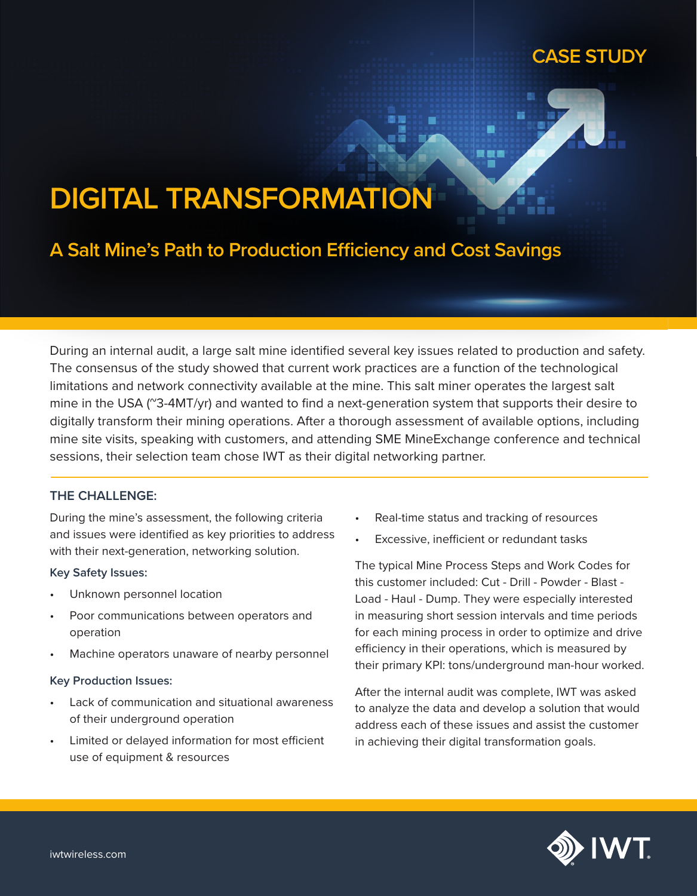CASE STUDY

# DIGITAL TRANSFORMATION

## A Salt Mine's Path to Production Efficiency and Cost Savings

During an internal audit, a large salt mine identified several key issues related to production and safety. The consensus of the study showed that current work practices are a function of the technological limitations and network connectivity available at the mine. This salt miner operates the largest salt mine in the USA (~3-4MT/yr) and wanted to find a next-generation system that supports their desire to digitally transform their mining operations. After a thorough assessment of available options, including mine site visits, speaking with customers, and attending SME MineExchange conference and technical sessions, their selection team chose IWT as their digital networking partner.

### THE CHALLENGE:

During the mine's assessment, the following criteria and issues were identified as key priorities to address with their next-generation, networking solution.

**Key Safety Issues:**

- Unknown personnel location
- Poor communications between operators and operation
- Machine operators unaware of nearby personnel

**Key Production Issues:**

- Lack of communication and situational awareness of their underground operation
- Limited or delayed information for most efficient use of equipment & resources
- Real-time status and tracking of resources
- Excessive, inefficient or redundant tasks

The typical Mine Process Steps and Work Codes for this customer included: Cut - Drill - Powder - Blast - Load - Haul - Dump. They were especially interested in measuring short session intervals and time periods for each mining process in order to optimize and drive efficiency in their operations, which is measured by their primary KPI: tons/underground man-hour worked.

After the internal audit was complete, IWT was asked to analyze the data and develop a solution that would address each of these issues and assist the customer in achieving their digital transformation goals.

iwtwireless.com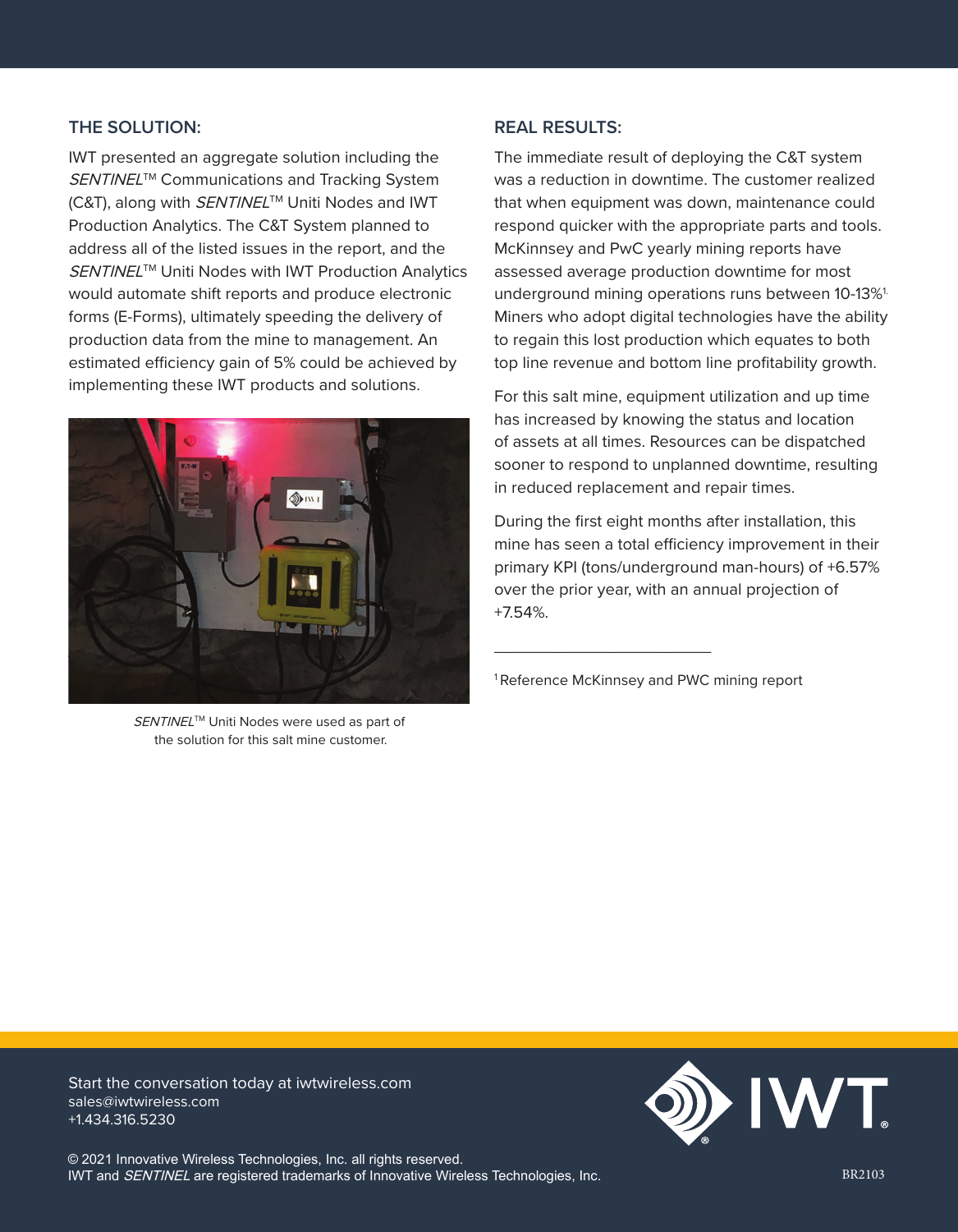### THE SOLUTION:

IWT presented an aggregate solution including the *SENTINEL*™ Communications and Tracking System (C&T), along with *SENTINEL*™ Uniti Nodes and IWT Production Analytics. The C&T System planned to address all of the listed issues in the report, and the *SENTINEL*™ Uniti Nodes with IWT Production Analytics would automate shift reports and produce electronic forms (E-Forms), ultimately speeding the delivery of production data from the mine to management. An estimated efficiency gain of 5% could be achieved by implementing these IWT products and solutions.

*SENTINEL*™ Uniti Nodes were used as part of the solution for this salt mine customer.

### REAL RESULTS:

The immediate result of deploying the C&T system was a reduction in downtime. The customer realized that when equipment was down, maintenance could respond quicker with the appropriate parts and tools. McKinnsey and PwC yearly mining reports have assessed average production downtime for most underground mining operations runs between 10-13%[1]. Miners who adopt digital technologies have the ability to regain this lost production which equates to both top line revenue and bottom line profitability growth.

For this salt mine, equipment utilization and up time has increased by knowing the status and location of assets at all times. Resources can be dispatched sooner to respond to unplanned downtime, resulting in reduced replacement and repair times.

During the first eight months after installation, this mine has seen a total efficiency improvement in their primary KPI (tons/underground man-hours) of +6.57% over the prior year, with an annual projection of +7.54%.

---

[1] Reference McKinnsey and PWC mining report

Start the conversation today at iwtwireless.com
sales@iwtwireless.com
+1.434.316.5230

© 2021 Innovative Wireless Technologies, Inc. all rights reserved.
IWT and *SENTINEL* are registered trademarks of Innovative Wireless Technologies, Inc.

BR2103